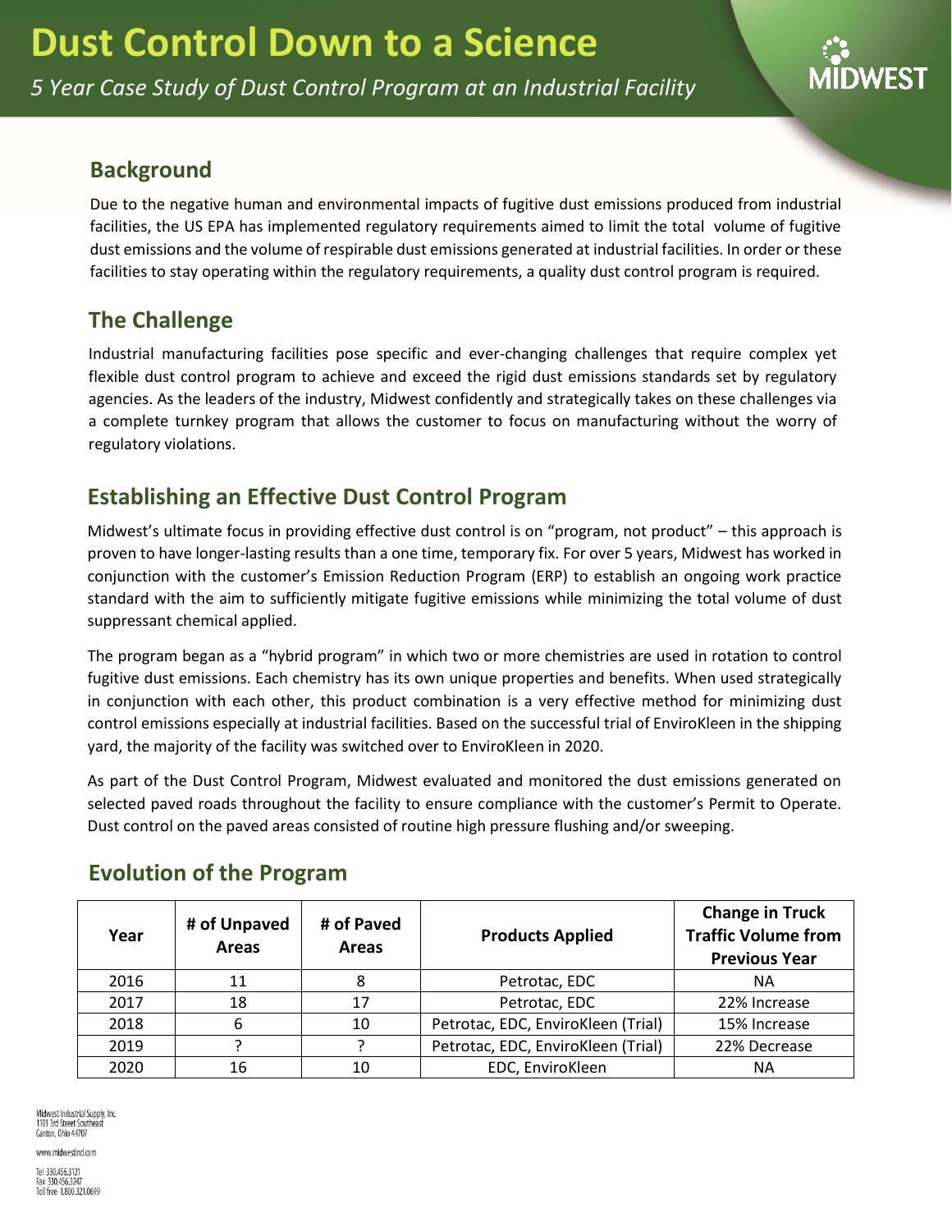# Dust Control Down to a Science

*5 Year Case Study of Dust Control Program at an Industrial Facility*

MIDWEST

## Background

Due to the negative human and environmental impacts of fugitive dust emissions produced from industrial facilities, the US EPA has implemented regulatory requirements aimed to limit the total volume of fugitive dust emissions and the volume of respirable dust emissions generated at industrial facilities. In order or these facilities to stay operating within the regulatory requirements, a quality dust control program is required.

## The Challenge

Industrial manufacturing facilities pose specific and ever-changing challenges that require complex yet flexible dust control program to achieve and exceed the rigid dust emissions standards set by regulatory agencies. As the leaders of the industry, Midwest confidently and strategically takes on these challenges via a complete turnkey program that allows the customer to focus on manufacturing without the worry of regulatory violations.

## Establishing an Effective Dust Control Program

Midwest's ultimate focus in providing effective dust control is on "program, not product" – this approach is proven to have longer-lasting results than a one time, temporary fix. For over 5 years, Midwest has worked in conjunction with the customer's Emission Reduction Program (ERP) to establish an ongoing work practice standard with the aim to sufficiently mitigate fugitive emissions while minimizing the total volume of dust suppressant chemical applied.

The program began as a "hybrid program" in which two or more chemistries are used in rotation to control fugitive dust emissions. Each chemistry has its own unique properties and benefits. When used strategically in conjunction with each other, this product combination is a very effective method for minimizing dust control emissions especially at industrial facilities. Based on the successful trial of EnviroKleen in the shipping yard, the majority of the facility was switched over to EnviroKleen in 2020.

As part of the Dust Control Program, Midwest evaluated and monitored the dust emissions generated on selected paved roads throughout the facility to ensure compliance with the customer's Permit to Operate. Dust control on the paved areas consisted of routine high pressure flushing and/or sweeping.

## Evolution of the Program

| Year | # of Unpaved Areas | # of Paved Areas | Products Applied | Change in Truck Traffic Volume from Previous Year |
|---|---|---|---|---|
| 2016 | 11 | 8 | Petrotac, EDC | NA |
| 2017 | 18 | 17 | Petrotac, EDC | 22% Increase |
| 2018 | 6 | 10 | Petrotac, EDC, EnviroKleen (Trial) | 15% Increase |
| 2019 | ? | ? | Petrotac, EDC, EnviroKleen (Trial) | 22% Decrease |
| 2020 | 16 | 10 | EDC, EnviroKleen | NA |

Midwest Industrial Supply, Inc.
1101 3rd Street Southeast
Canton, Ohio 44707

www.midwestind.com

Tel 330.456.3121
Fax 330.456.3247
Toll free 1.800.321.0699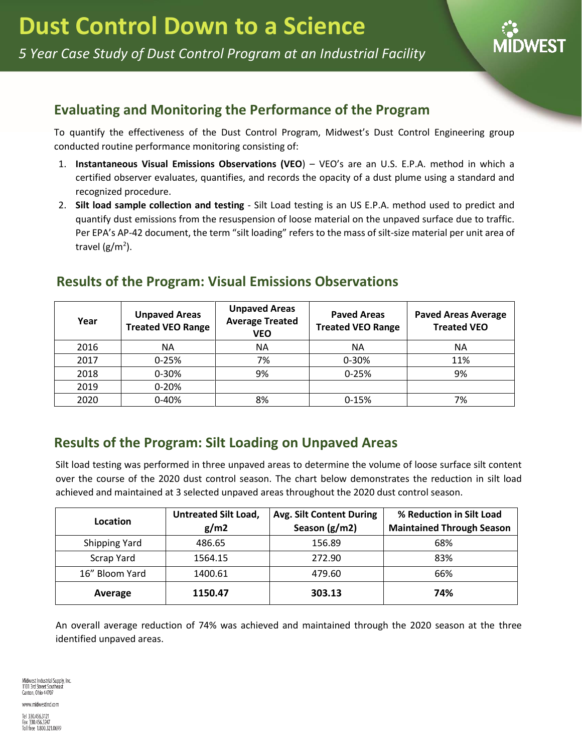# Dust Control Down to a Science

*5 Year Case Study of Dust Control Program at an Industrial Facility*

## Evaluating and Monitoring the Performance of the Program

To quantify the effectiveness of the Dust Control Program, Midwest's Dust Control Engineering group conducted routine performance monitoring consisting of:

1. **Instantaneous Visual Emissions Observations (VEO**) – VEO's are an U.S. E.P.A. method in which a certified observer evaluates, quantifies, and records the opacity of a dust plume using a standard and recognized procedure.
2. **Silt load sample collection and testing** - Silt Load testing is an US E.P.A. method used to predict and quantify dust emissions from the resuspension of loose material on the unpaved surface due to traffic. Per EPA's AP-42 document, the term "silt loading" refers to the mass of silt-size material per unit area of travel ($g/m^2$).

## Results of the Program: Visual Emissions Observations

| Year | Unpaved Areas Treated VEO Range | Unpaved Areas Average Treated VEO | Paved Areas Treated VEO Range | Paved Areas Average Treated VEO |
|---|---|---|---|---|
| 2016 | NA | NA | NA | NA |
| 2017 | 0-25% | 7% | 0-30% | 11% |
| 2018 | 0-30% | 9% | 0-25% | 9% |
| 2019 | 0-20% | | | |
| 2020 | 0-40% | 8% | 0-15% | 7% |

## Results of the Program: Silt Loading on Unpaved Areas

Silt load testing was performed in three unpaved areas to determine the volume of loose surface silt content over the course of the 2020 dust control season. The chart below demonstrates the reduction in silt load achieved and maintained at 3 selected unpaved areas throughout the 2020 dust control season.

| Location | Untreated Silt Load, g/m2 | Avg. Silt Content During Season (g/m2) | % Reduction in Silt Load Maintained Through Season |
|---|---|---|---|
| Shipping Yard | 486.65 | 156.89 | 68% |
| Scrap Yard | 1564.15 | 272.90 | 83% |
| 16" Bloom Yard | 1400.61 | 479.60 | 66% |
| **Average** | **1150.47** | **303.13** | **74%** |

An overall average reduction of 74% was achieved and maintained through the 2020 season at the three identified unpaved areas.

Midwest Industrial Supply, Inc.
1101 3rd Street Southeast
Canton, Ohio 44707

www.midwestind.com

Tel 330.456.3121
Fax 330.456.3247
Toll free 1.800.321.0699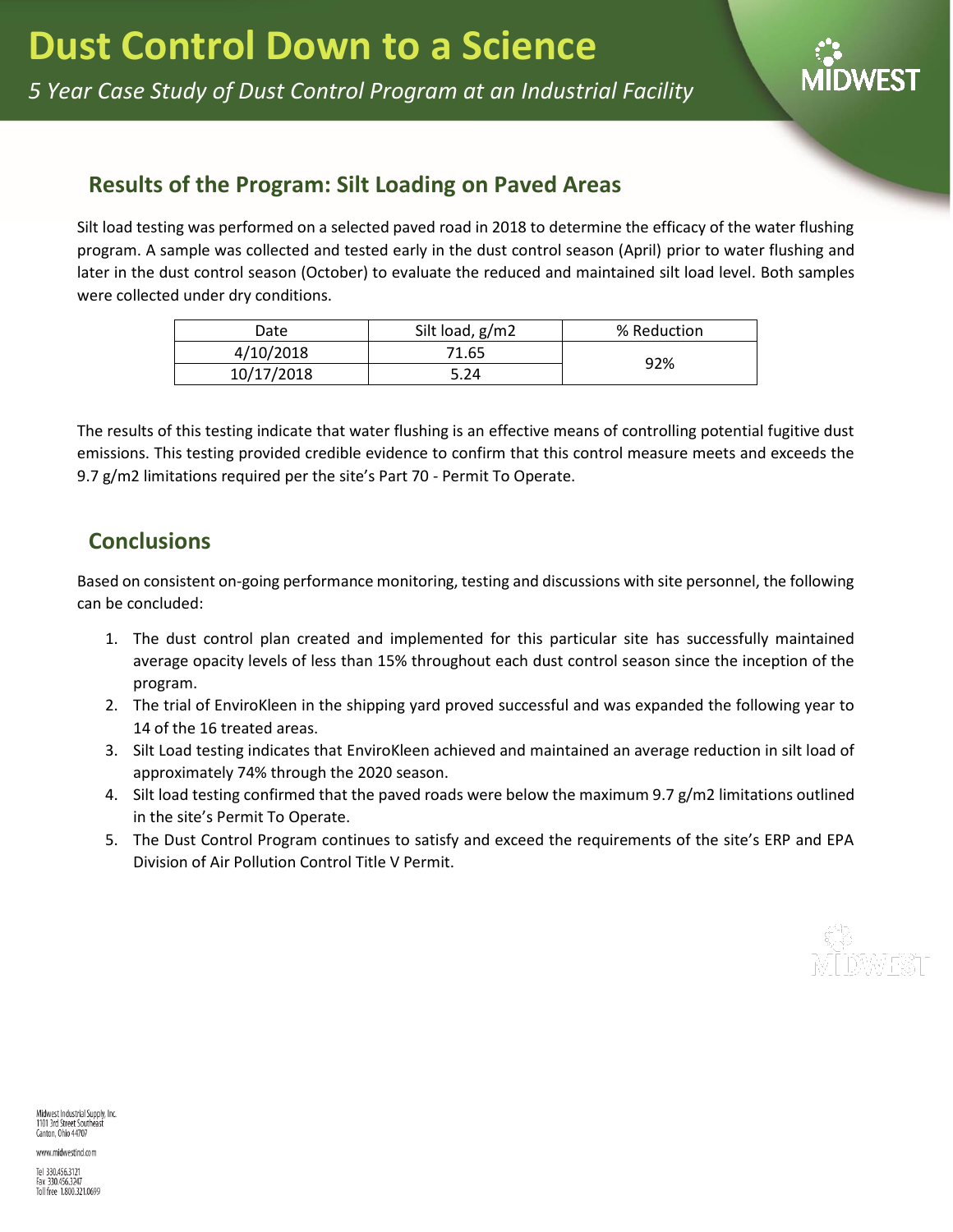# Dust Control Down to a Science

*5 Year Case Study of Dust Control Program at an Industrial Facility*

## Results of the Program: Silt Loading on Paved Areas

Silt load testing was performed on a selected paved road in 2018 to determine the efficacy of the water flushing program. A sample was collected and tested early in the dust control season (April) prior to water flushing and later in the dust control season (October) to evaluate the reduced and maintained silt load level. Both samples were collected under dry conditions.

| Date | Silt load, g/m2 | % Reduction |
|---|---|---|
| 4/10/2018 | 71.65 | 92% |
| 10/17/2018 | 5.24 | |

The results of this testing indicate that water flushing is an effective means of controlling potential fugitive dust emissions. This testing provided credible evidence to confirm that this control measure meets and exceeds the 9.7 g/m2 limitations required per the site's Part 70 - Permit To Operate.

## Conclusions

Based on consistent on-going performance monitoring, testing and discussions with site personnel, the following can be concluded:

1. The dust control plan created and implemented for this particular site has successfully maintained average opacity levels of less than 15% throughout each dust control season since the inception of the program.
2. The trial of EnviroKleen in the shipping yard proved successful and was expanded the following year to 14 of the 16 treated areas.
3. Silt Load testing indicates that EnviroKleen achieved and maintained an average reduction in silt load of approximately 74% through the 2020 season.
4. Silt load testing confirmed that the paved roads were below the maximum 9.7 g/m2 limitations outlined in the site's Permit To Operate.
5. The Dust Control Program continues to satisfy and exceed the requirements of the site's ERP and EPA Division of Air Pollution Control Title V Permit.

Midwest Industrial Supply, Inc.
1101 3rd Street Southeast
Canton, Ohio 44707

www.midwestind.com

Tel 330.456.3121
Fax 330.456.3247
Toll free 1.800.321.0699